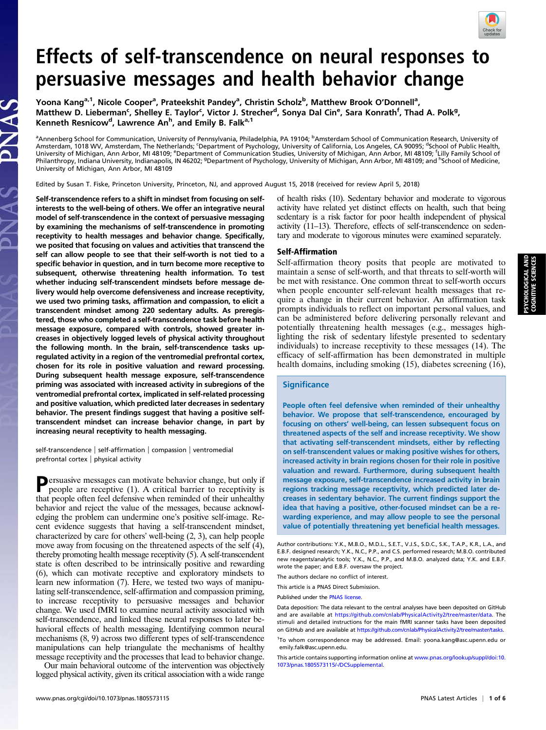# Effects of self-transcendence on neural responses to persuasive messages and health behavior change

Yoona Kang[a,1], Nicole Cooper[a], Prateekshit Pandey[a], Christin Scholz[b], Matthew Brook O'Donnell[a], Matthew D. Lieberman[c], Shelley E. Taylor[c], Victor J. Strecher[d], Sonya Dal Cin[e], Sara Konrath[f], Thad A. Polk[g], Kenneth Resnicow[d], Lawrence An[h], and Emily B. Falk[a,1]

[a]Annenberg School for Communication, University of Pennsylvania, Philadelphia, PA 19104; [b]Amsterdam School of Communication Research, University of Amsterdam, 1018 WV, Amsterdam, The Netherlands; [c]Department of Psychology, University of California, Los Angeles, CA 90095; [d]School of Public Health, University of Michigan, Ann Arbor, MI 48109; [e]Department of Communication Studies, University of Michigan, Ann Arbor, MI 48109; [f]Lilly Family School of Philanthropy, Indiana University, Indianapolis, IN 46202; [g]Department of Psychology, University of Michigan, Ann Arbor, MI 48109; and [h]School of Medicine, University of Michigan, Ann Arbor, MI 48109

Edited by Susan T. Fiske, Princeton University, Princeton, NJ, and approved August 15, 2018 (received for review April 5, 2018)

**Self-transcendence refers to a shift in mindset from focusing on self-interests to the well-being of others. We offer an integrative neural model of self-transcendence in the context of persuasive messaging by examining the mechanisms of self-transcendence in promoting receptivity to health messages and behavior change. Specifically, we posited that focusing on values and activities that transcend the self can allow people to see that their self-worth is not tied to a specific behavior in question, and in turn become more receptive to subsequent, otherwise threatening health information. To test whether inducing self-transcendent mindsets before message delivery would help overcome defensiveness and increase receptivity, we used two priming tasks, affirmation and compassion, to elicit a transcendent mindset among 220 sedentary adults. As preregistered, those who completed a self-transcendence task before health message exposure, compared with controls, showed greater increases in objectively logged levels of physical activity throughout the following month. In the brain, self-transcendence tasks upregulated activity in a region of the ventromedial prefrontal cortex, chosen for its role in positive valuation and reward processing. During subsequent health message exposure, self-transcendence priming was associated with increased activity in subregions of the ventromedial prefrontal cortex, implicated in self-related processing and positive valuation, which predicted later decreases in sedentary behavior. The present findings suggest that having a positive self-transcendent mindset can increase behavior change, in part by increasing neural receptivity to health messaging.**

self-transcendence | self-affirmation | compassion | ventromedial prefrontal cortex | physical activity

Persuasive messages can motivate behavior change, but only if people are receptive (1). A critical barrier to receptivity is that people often feel defensive when reminded of their unhealthy behavior and reject the value of the messages, because acknowledging the problem can undermine one's positive self-image. Recent evidence suggests that having a self-transcendent mindset, characterized by care for others' well-being (2, 3), can help people move away from focusing on the threatened aspects of the self (4), thereby promoting health message receptivity (5). A self-transcendent state is often described to be intrinsically positive and rewarding (6), which can motivate receptive and exploratory mindsets to learn new information (7). Here, we tested two ways of manipulating self-transcendence, self-affirmation and compassion priming, to increase receptivity to persuasive messages and behavior change. We used fMRI to examine neural activity associated with self-transcendence, and linked these neural responses to later behavioral effects of health messaging. Identifying common neural mechanisms (8, 9) across two different types of self-transcendence manipulations can help triangulate the mechanisms of healthy message receptivity and the processes that lead to behavior change.

Our main behavioral outcome of the intervention was objectively logged physical activity, given its critical association with a wide range of health risks (10). Sedentary behavior and moderate to vigorous activity have related yet distinct effects on health, such that being sedentary is a risk factor for poor health independent of physical activity (11–13). Therefore, effects of self-transcendence on sedentary and moderate to vigorous minutes were examined separately.

## Self-Affirmation

Self-affirmation theory posits that people are motivated to maintain a sense of self-worth, and that threats to self-worth will be met with resistance. One common threat to self-worth occurs when people encounter self-relevant health messages that require a change in their current behavior. An affirmation task prompts individuals to reflect on important personal values, and can be administered before delivering personally relevant and potentially threatening health messages (e.g., messages highlighting the risk of sedentary lifestyle presented to sedentary individuals) to increase receptivity to these messages (14). The efficacy of self-affirmation has been demonstrated in multiple health domains, including smoking (15), diabetes screening (16),

## Significance

People often feel defensive when reminded of their unhealthy behavior. We propose that self-transcendence, encouraged by focusing on others' well-being, can lessen subsequent focus on threatened aspects of the self and increase receptivity. We show that activating self-transcendent mindsets, either by reflecting on self-transcendent values or making positive wishes for others, increased activity in brain regions chosen for their role in positive valuation and reward. Furthermore, during subsequent health message exposure, self-transcendence increased activity in brain regions tracking message receptivity, which predicted later decreases in sedentary behavior. The current findings support the idea that having a positive, other-focused mindset can be a rewarding experience, and may allow people to see the personal value of potentially threatening yet beneficial health messages.

Author contributions: Y.K., M.B.O., M.D.L., S.E.T., V.J.S., S.D.C., S.K., T.A.P., K.R., L.A., and E.B.F. designed research; Y.K., N.C., P.P., and C.S. performed research; M.B.O. contributed new reagents/analytic tools; Y.K., N.C., P.P., and M.B.O. analyzed data; Y.K. and E.B.F. wrote the paper; and E.B.F. oversaw the project.

The authors declare no conflict of interest.

This article is a PNAS Direct Submission.

Published under the PNAS license.

Data deposition: The data relevant to the central analyses have been deposited on GitHub and are available at https://github.com/cnlab/PhysicalActivity2/tree/master/data. The stimuli and detailed instructions for the main fMRI scanner tasks have been deposited on GitHub and are available at https://github.com/cnlab/PhysicalActivity2/tree/master/tasks.

[1]To whom correspondence may be addressed. Email: yoona.kang@asc.upenn.edu or emily.falk@asc.upenn.edu.

This article contains supporting information online at www.pnas.org/lookup/suppl/doi:10.1073/pnas.1805573115/-/DCSupplemental.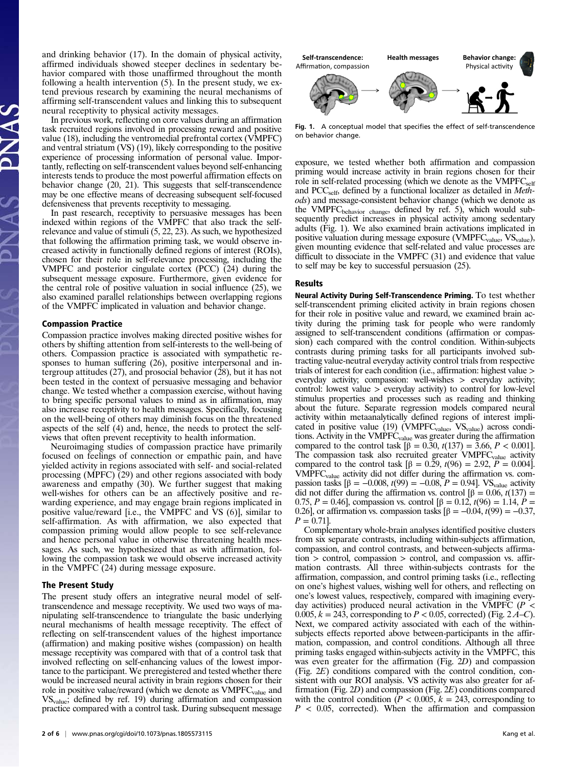and drinking behavior (17). In the domain of physical activity, affirmed individuals showed steeper declines in sedentary behavior compared with those unaffirmed throughout the month following a health intervention (5). In the present study, we extend previous research by examining the neural mechanisms of affirming self-transcendent values and linking this to subsequent neural receptivity to physical activity messages.

In previous work, reflecting on core values during an affirmation task recruited regions involved in processing reward and positive value (18), including the ventromedial prefrontal cortex (VMPFC) and ventral striatum (VS) (19), likely corresponding to the positive experience of processing information of personal value. Importantly, reflecting on self-transcendent values beyond self-enhancing interests tends to produce the most powerful affirmation effects on behavior change (20, 21). This suggests that self-transcendence may be one effective means of decreasing subsequent self-focused defensiveness that prevents receptivity to messaging.

In past research, receptivity to persuasive messages has been indexed within regions of the VMPFC that also track the self-relevance and value of stimuli (5, 22, 23). As such, we hypothesized that following the affirmation priming task, we would observe increased activity in functionally defined regions of interest (ROIs), chosen for their role in self-relevance processing, including the VMPFC and posterior cingulate cortex (PCC) (24) during the subsequent message exposure. Furthermore, given evidence for the central role of positive valuation in social influence (25), we also examined parallel relationships between overlapping regions of the VMPFC implicated in valuation and behavior change.

### Compassion Practice

Compassion practice involves making directed positive wishes for others by shifting attention from self-interests to the well-being of others. Compassion practice is associated with sympathetic responses to human suffering (26), positive interpersonal and intergroup attitudes (27), and prosocial behavior (28), but it has not been tested in the context of persuasive messaging and behavior change. We tested whether a compassion exercise, without having to bring specific personal values to mind as in affirmation, may also increase receptivity to health messages. Specifically, focusing on the well-being of others may diminish focus on the threatened aspects of the self (4) and, hence, the needs to protect the self-views that often prevent receptivity to health information.

Neuroimaging studies of compassion practice have primarily focused on feelings of connection or empathic pain, and have yielded activity in regions associated with self- and social-related processing (MPFC) (29) and other regions associated with body awareness and empathy (30). We further suggest that making well-wishes for others can be an affectively positive and rewarding experience, and may engage brain regions implicated in positive value/reward [i.e., the VMPFC and VS (6)], similar to self-affirmation. As with affirmation, we also expected that compassion priming would allow people to see self-relevance and hence personal value in otherwise threatening health messages. As such, we hypothesized that as with affirmation, following the compassion task we would observe increased activity in the VMPFC (24) during message exposure.

### The Present Study

The present study offers an integrative neural model of self-transcendence and message receptivity. We used two ways of manipulating self-transcendence to triangulate the basic underlying neural mechanisms of health message receptivity. The effect of reflecting on self-transcendent values of the highest importance (affirmation) and making positive wishes (compassion) on health message receptivity was compared with that of a control task that involved reflecting on self-enhancing values of the lowest importance to the participant. We preregistered and tested whether there would be increased neural activity in brain regions chosen for their role in positive value/reward (which we denote as $VMPFC_{value}$ and $VS_{value}$; defined by ref. 19) during affirmation and compassion practice compared with a control task. During subsequent message exposure, we tested whether both affirmation and compassion priming would increase activity in brain regions chosen for their role in self-related processing (which we denote as the $VMPFC_{self}$ and $PCC_{self}$, defined by a functional localizer as detailed in *Methods*) and message-consistent behavior change (which we denote as the $VMPFC_{behavior\ change}$, defined by ref. 5), which would subsequently predict increases in physical activity among sedentary adults (Fig. 1). We also examined brain activations implicated in positive valuation during message exposure ($VMPFC_{value}$, $VS_{value}$), given mounting evidence that self-related and value processes are difficult to dissociate in the VMPFC (31) and evidence that value to self may be key to successful persuasion (25).

Self-transcendence: Affirmation, compassion → Health messages → Behavior change: Physical activity

**Fig. 1.** A conceptual model that specifies the effect of self-transcendence on behavior change.

## Results

**Neural Activity During Self-Transcendence Priming.** To test whether self-transcendent priming elicited activity in brain regions chosen for their role in positive value and reward, we examined brain activity during the priming task for people who were randomly assigned to self-transcendent conditions (affirmation or compassion) each compared with the control condition. Within-subjects contrasts during priming tasks for all participants involved subtracting value-neutral everyday activity control trials from respective trials of interest for each condition (i.e., affirmation: highest value > everyday activity; compassion: well-wishes > everyday activity; control: lowest value > everyday activity) to control for low-level stimulus properties and processes such as reading and thinking about the future. Separate regression models compared neural activity within metaanalytically defined regions of interest implicated in positive value (19) ($VMPFC_{value}$, $VS_{value}$) across conditions. Activity in the $VMPFC_{value}$ was greater during the affirmation compared to the control task [$\beta = 0.30$, $t(137) = 3.66$, $P < 0.001$]. The compassion task also recruited greater $VMPFC_{value}$ activity compared to the control task [$\beta = 0.29$, $t(96) = 2.92$, $P = 0.004$]. $VMPFC_{value}$ activity did not differ during the affirmation vs. compassion tasks [$\beta = -0.008$, $t(99) = -0.08$, $P = 0.94$]. $VS_{value}$ activity did not differ during the affirmation vs. control [$\beta = 0.06$, $t(137) = 0.75$, $P = 0.46$], compassion vs. control [$\beta = 0.12$, $t(96) = 1.14$, $P = 0.26$], or affirmation vs. compassion tasks [$\beta = -0.04$, $t(99) = -0.37$, $P = 0.71$].

Complementary whole-brain analyses identified positive clusters from six separate contrasts, including within-subjects affirmation, compassion, and control contrasts, and between-subjects affirmation > control, compassion > control, and compassion vs. affirmation contrasts. All three within-subjects contrasts for the affirmation, compassion, and control priming tasks (i.e., reflecting on one's highest values, wishing well for others, and reflecting on one's lowest values, respectively, compared with imagining everyday activities) produced neural activation in the VMPFC ($P < 0.005$, $k = 243$, corresponding to $P < 0.05$, corrected) (Fig. 2 *A*–*C*). Next, we compared activity associated with each of the within-subjects effects reported above between-participants in the affirmation, compassion, and control conditions. Although all three priming tasks engaged within-subjects activity in the VMPFC, this was even greater for the affirmation (Fig. 2*D*) and compassion (Fig. 2*E*) conditions compared with the control condition, consistent with our ROI analysis. VS activity was also greater for affirmation (Fig. 2*D*) and compassion (Fig. 2*E*) conditions compared with the control condition ($P < 0.005$, $k = 243$, corresponding to $P < 0.05$, corrected). When the affirmation and compassion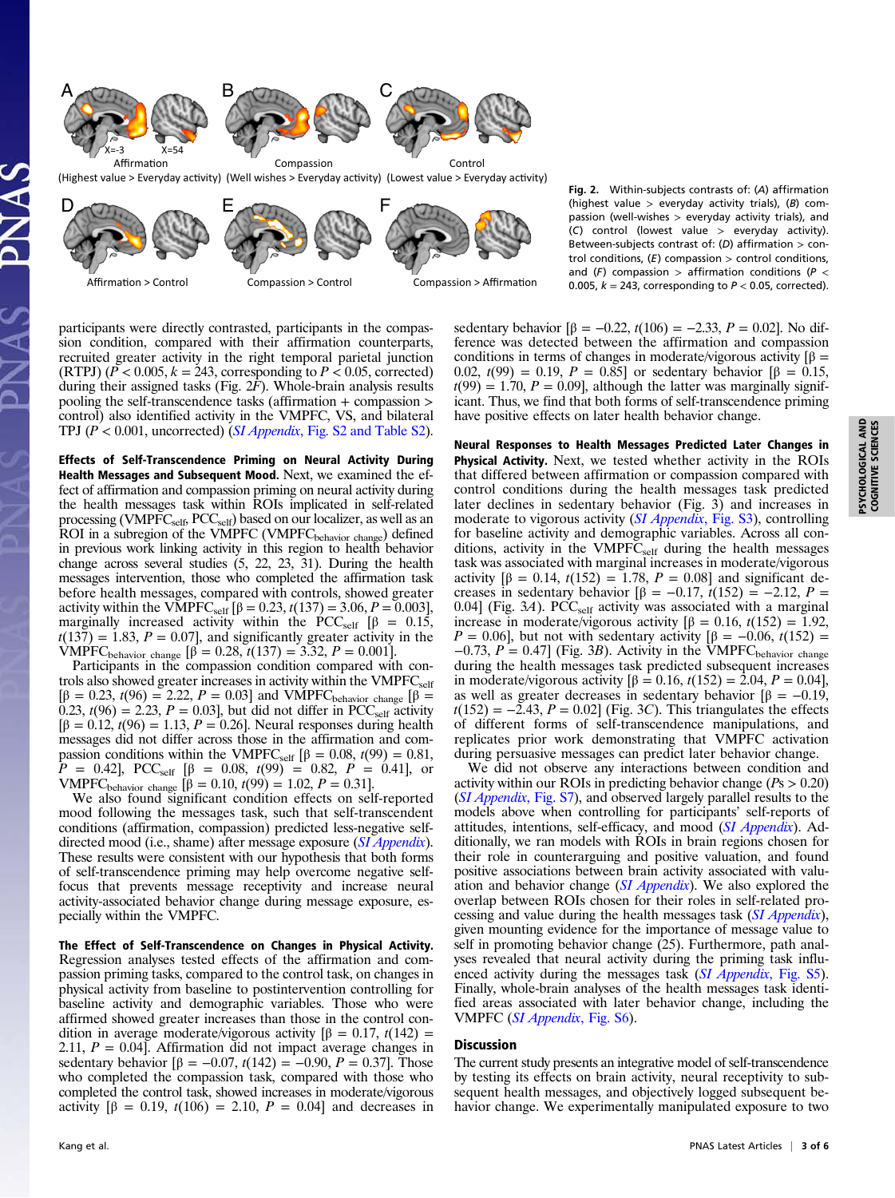A X=−3 X=54 Affirmation (Highest value > Everyday activity) B Compassion (Well wishes > Everyday activity) C Control (Lowest value > Everyday activity)

D Affirmation > Control E Compassion > Control F Compassion > Affirmation

**Fig. 2.** Within-subjects contrasts of: (*A*) affirmation (highest value > everyday activity trials), (*B*) compassion (well-wishes > everyday activity trials), and (*C*) control (lowest value > everyday activity). Between-subjects contrast of: (*D*) affirmation > control conditions, (*E*) compassion > control conditions, and (*F*) compassion > affirmation conditions ($P < 0.005$, $k = 243$, corresponding to $P < 0.05$, corrected).

participants were directly contrasted, participants in the compassion condition, compared with their affirmation counterparts, recruited greater activity in the right temporal parietal junction (RTPJ) ($P < 0.005$, $k = 243$, corresponding to $P < 0.05$, corrected) during their assigned tasks (Fig. 2*F*). Whole-brain analysis results pooling the self-transcendence tasks (affirmation + compassion > control) also identified activity in the VMPFC, VS, and bilateral TPJ ($P < 0.001$, uncorrected) (*SI Appendix*, Fig. S2 and Table S2).

**Effects of Self-Transcendence Priming on Neural Activity During Health Messages and Subsequent Mood.** Next, we examined the effect of affirmation and compassion priming on neural activity during the health messages task within ROIs implicated in self-related processing ($VMPFC_{self}$, $PCC_{self}$) based on our localizer, as well as an ROI in a subregion of the VMPFC ($VMPFC_{behavior\ change}$) defined in previous work linking activity in this region to health behavior change across several studies (5, 22, 23, 31). During the health messages intervention, those who completed the affirmation task before health messages, compared with controls, showed greater activity within the $VMPFC_{self}$ [$\beta = 0.23$, $t(137) = 3.06$, $P = 0.003$], marginally increased activity within the $PCC_{self}$ [$\beta = 0.15$, $t(137) = 1.83$, $P = 0.07$], and significantly greater activity in the $VMPFC_{behavior\ change}$ [$\beta = 0.28$, $t(137) = 3.32$, $P = 0.001$].

Participants in the compassion condition compared with controls also showed greater increases in activity within the $VMPFC_{self}$ [$\beta = 0.23$, $t(96) = 2.22$, $P = 0.03$] and $VMPFC_{behavior\ change}$ [$\beta = 0.23$, $t(96) = 2.23$, $P = 0.03$], but did not differ in $PCC_{self}$ activity [$\beta = 0.12$, $t(96) = 1.13$, $P = 0.26$]. Neural responses during health messages did not differ across those in the affirmation and compassion conditions within the $VMPFC_{self}$ [$\beta = 0.08$, $t(99) = 0.81$, $P = 0.42$], $PCC_{self}$ [$\beta = 0.08$, $t(99) = 0.82$, $P = 0.41$], or $VMPFC_{behavior\ change}$ [$\beta = 0.10$, $t(99) = 1.02$, $P = 0.31$].

We also found significant condition effects on self-reported mood following the messages task, such that self-transcendent conditions (affirmation, compassion) predicted less-negative self-directed mood (i.e., shame) after message exposure (*SI Appendix*). These results were consistent with our hypothesis that both forms of self-transcendence priming may help overcome negative self-focus that prevents message receptivity and increase neural activity-associated behavior change during message exposure, especially within the VMPFC.

**The Effect of Self-Transcendence on Changes in Physical Activity.** Regression analyses tested effects of the affirmation and compassion priming tasks, compared to the control task, on changes in physical activity from baseline to postintervention controlling for baseline activity and demographic variables. Those who were affirmed showed greater increases than those in the control condition in average moderate/vigorous activity [$\beta = 0.17$, $t(142) = 2.11$, $P = 0.04$]. Affirmation did not impact average changes in sedentary behavior [$\beta = -0.07$, $t(142) = -0.90$, $P = 0.37$]. Those who completed the compassion task, compared with those who completed the control task, showed increases in moderate/vigorous activity [$\beta = 0.19$, $t(106) = 2.10$, $P = 0.04$] and decreases in sedentary behavior [$\beta = -0.22$, $t(106) = -2.33$, $P = 0.02$]. No difference was detected between the affirmation and compassion conditions in terms of changes in moderate/vigorous activity [$\beta = 0.02$, $t(99) = 0.19$, $P = 0.85$] or sedentary behavior [$\beta = 0.15$, $t(99) = 1.70$, $P = 0.09$], although the latter was marginally significant. Thus, we find that both forms of self-transcendence priming have positive effects on later health behavior change.

**Neural Responses to Health Messages Predicted Later Changes in Physical Activity.** Next, we tested whether activity in the ROIs that differed between affirmation or compassion compared with control conditions during the health messages task predicted later declines in sedentary behavior (Fig. 3) and increases in moderate to vigorous activity (*SI Appendix*, Fig. S3), controlling for baseline activity and demographic variables. Across all conditions, activity in the $VMPFC_{self}$ during the health messages task was associated with marginal increases in moderate/vigorous activity [$\beta = 0.14$, $t(152) = 1.78$, $P = 0.08$] and significant decreases in sedentary behavior [$\beta = -0.17$, $t(152) = -2.12$, $P = 0.04$] (Fig. 3*A*). $PCC_{self}$ activity was associated with a marginal increase in moderate/vigorous activity [$\beta = 0.16$, $t(152) = 1.92$, $P = 0.06$], but not with sedentary activity [$\beta = -0.06$, $t(152) = -0.73$, $P = 0.47$] (Fig. 3*B*). Activity in the $VMPFC_{behavior\ change}$ during the health messages task predicted subsequent increases in moderate/vigorous activity [$\beta = 0.16$, $t(152) = 2.04$, $P = 0.04$], as well as greater decreases in sedentary behavior [$\beta = -0.19$, $t(152) = -2.43$, $P = 0.02$] (Fig. 3*C*). This triangulates the effects of different forms of self-transcendence manipulations, and replicates prior work demonstrating that VMPFC activation during persuasive messages can predict later behavior change.

We did not observe any interactions between condition and activity within our ROIs in predicting behavior change ($P$s > 0.20) (*SI Appendix*, Fig. S7), and observed largely parallel results to the models above when controlling for participants' self-reports of attitudes, intentions, self-efficacy, and mood (*SI Appendix*). Additionally, we ran models with ROIs in brain regions chosen for their role in counterarguing and positive valuation, and found positive associations between brain activity associated with valuation and behavior change (*SI Appendix*). We also explored the overlap between ROIs chosen for their roles in self-related processing and value during the health messages task (*SI Appendix*), given mounting evidence for the importance of message value to self in promoting behavior change (25). Furthermore, path analyses revealed that neural activity during the priming task influenced activity during the messages task (*SI Appendix*, Fig. S5). Finally, whole-brain analyses of the health messages task identified areas associated with later behavior change, including the VMPFC (*SI Appendix*, Fig. S6).

## Discussion

The current study presents an integrative model of self-transcendence by testing its effects on brain activity, neural receptivity to subsequent health messages, and objectively logged subsequent behavior change. We experimentally manipulated exposure to two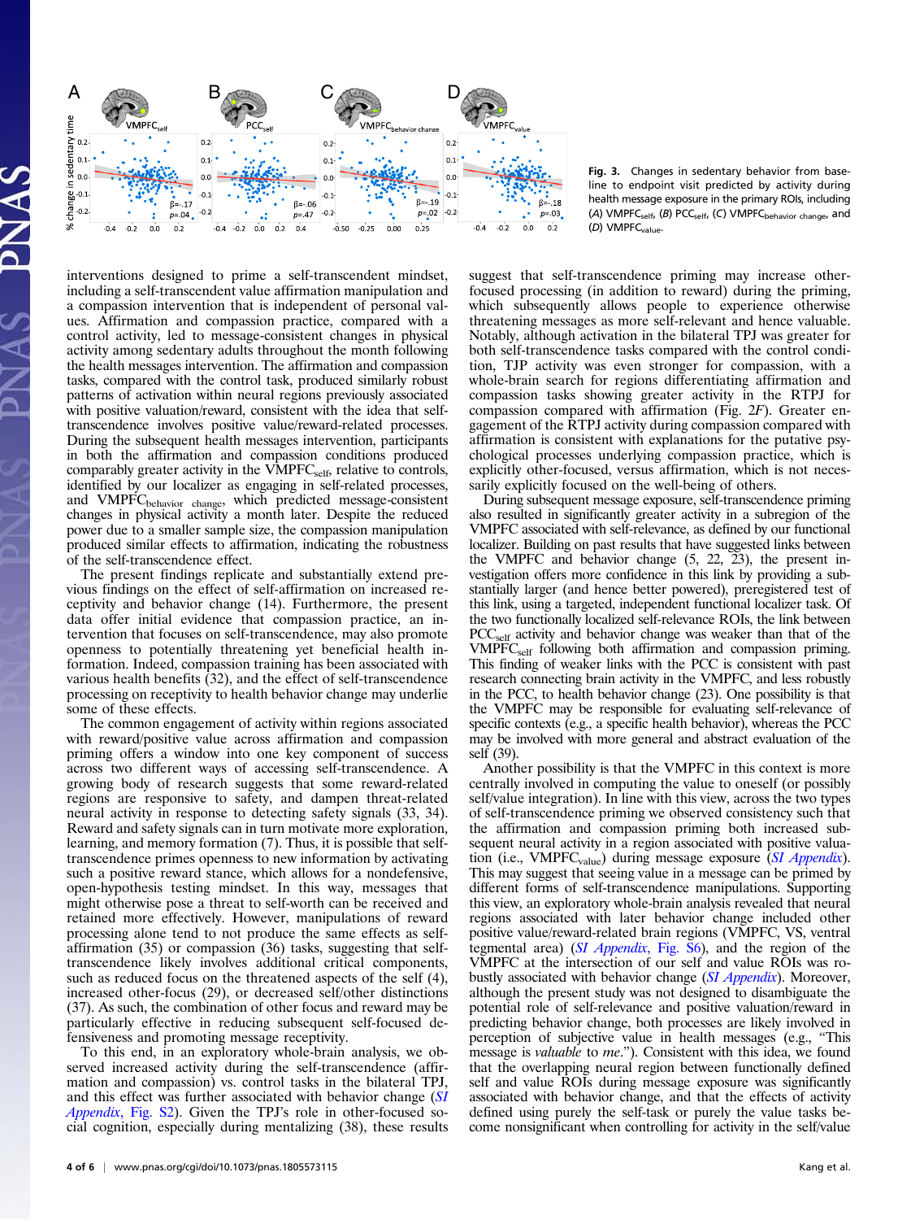Fig. 3. Changes in sedentary behavior from baseline to endpoint visit predicted by activity during health message exposure in the primary ROIs, including (A) $VMPFC_{self}$, (B) $PCC_{self}$, (C) $VMPFC_{behavior\ change}$, and (D) $VMPFC_{value}$.

interventions designed to prime a self-transcendent mindset, including a self-transcendent value affirmation manipulation and a compassion intervention that is independent of personal values. Affirmation and compassion practice, compared with a control activity, led to message-consistent changes in physical activity among sedentary adults throughout the month following the health messages intervention. The affirmation and compassion tasks, compared with the control task, produced similarly robust patterns of activation within neural regions previously associated with positive valuation/reward, consistent with the idea that self-transcendence involves positive value/reward-related processes. During the subsequent health messages intervention, participants in both the affirmation and compassion conditions produced comparably greater activity in the $VMPFC_{self}$, relative to controls, identified by our localizer as engaging in self-related processes, and $VMPFC_{behavior\ change}$, which predicted message-consistent changes in physical activity a month later. Despite the reduced power due to a smaller sample size, the compassion manipulation produced similar effects to affirmation, indicating the robustness of the self-transcendence effect.

The present findings replicate and substantially extend previous findings on the effect of self-affirmation on increased receptivity and behavior change (14). Furthermore, the present data offer initial evidence that compassion practice, an intervention that focuses on self-transcendence, may also promote openness to potentially threatening yet beneficial health information. Indeed, compassion training has been associated with various health benefits (32), and the effect of self-transcendence processing on receptivity to health behavior change may underlie some of these effects.

The common engagement of activity within regions associated with reward/positive value across affirmation and compassion priming offers a window into one key component of success across two different ways of accessing self-transcendence. A growing body of research suggests that some reward-related regions are responsive to safety, and dampen threat-related neural activity in response to detecting safety signals (33, 34). Reward and safety signals can in turn motivate more exploration, learning, and memory formation (7). Thus, it is possible that self-transcendence primes openness to new information by activating such a positive reward stance, which allows for a nondefensive, open-hypothesis testing mindset. In this way, messages that might otherwise pose a threat to self-worth can be received and retained more effectively. However, manipulations of reward processing alone tend to not produce the same effects as self-affirmation (35) or compassion (36) tasks, suggesting that self-transcendence likely involves additional critical components, such as reduced focus on the threatened aspects of the self (4), increased other-focus (29), or decreased self/other distinctions (37). As such, the combination of other focus and reward may be particularly effective in reducing subsequent self-focused defensiveness and promoting message receptivity.

To this end, in an exploratory whole-brain analysis, we observed increased activity during the self-transcendence (affirmation and compassion) vs. control tasks in the bilateral TPJ, and this effect was further associated with behavior change (*SI Appendix*, Fig. S2). Given the TPJ's role in other-focused social cognition, especially during mentalizing (38), these results suggest that self-transcendence priming may increase other-focused processing (in addition to reward) during the priming, which subsequently allows people to experience otherwise threatening messages as more self-relevant and hence valuable. Notably, although activation in the bilateral TPJ was greater for both self-transcendence tasks compared with the control condition, TJP activity was even stronger for compassion, with a whole-brain search for regions differentiating affirmation and compassion tasks showing greater activity in the RTPJ for compassion compared with affirmation (Fig. 2*F*). Greater engagement of the RTPJ activity during compassion compared with affirmation is consistent with explanations for the putative psychological processes underlying compassion practice, which is explicitly other-focused, versus affirmation, which is not necessarily explicitly focused on the well-being of others.

During subsequent message exposure, self-transcendence priming also resulted in significantly greater activity in a subregion of the VMPFC associated with self-relevance, as defined by our functional localizer. Building on past results that have suggested links between the VMPFC and behavior change (5, 22, 23), the present investigation offers more confidence in this link by providing a substantially larger (and hence better powered), preregistered test of this link, using a targeted, independent functional localizer task. Of the two functionally localized self-relevance ROIs, the link between $PCC_{self}$ activity and behavior change was weaker than that of the $VMPFC_{self}$ following both affirmation and compassion priming. This finding of weaker links with the PCC is consistent with past research connecting brain activity in the VMPFC, and less robustly in the PCC, to health behavior change (23). One possibility is that the VMPFC may be responsible for evaluating self-relevance of specific contexts (e.g., a specific health behavior), whereas the PCC may be involved with more general and abstract evaluation of the self (39).

Another possibility is that the VMPFC in this context is more centrally involved in computing the value to oneself (or possibly self/value integration). In line with this view, across the two types of self-transcendence priming we observed consistency such that the affirmation and compassion priming both increased subsequent neural activity in a region associated with positive valuation (i.e., $VMPFC_{value}$) during message exposure (*SI Appendix*). This may suggest that seeing value in a message can be primed by different forms of self-transcendence manipulations. Supporting this view, an exploratory whole-brain analysis revealed that neural regions associated with later behavior change included other positive value/reward-related brain regions (VMPFC, VS, ventral tegmental area) (*SI Appendix*, Fig. S6), and the region of the VMPFC at the intersection of our self and value ROIs was robustly associated with behavior change (*SI Appendix*). Moreover, although the present study was not designed to disambiguate the potential role of self-relevance and positive valuation/reward in predicting behavior change, both processes are likely involved in perception of subjective value in health messages (e.g., "This message is *valuable* to *me*."). Consistent with this idea, we found that the overlapping neural region between functionally defined self and value ROIs during message exposure was significantly associated with behavior change, and that the effects of activity defined using purely the self-task or purely the value tasks become nonsignificant when controlling for activity in the self/value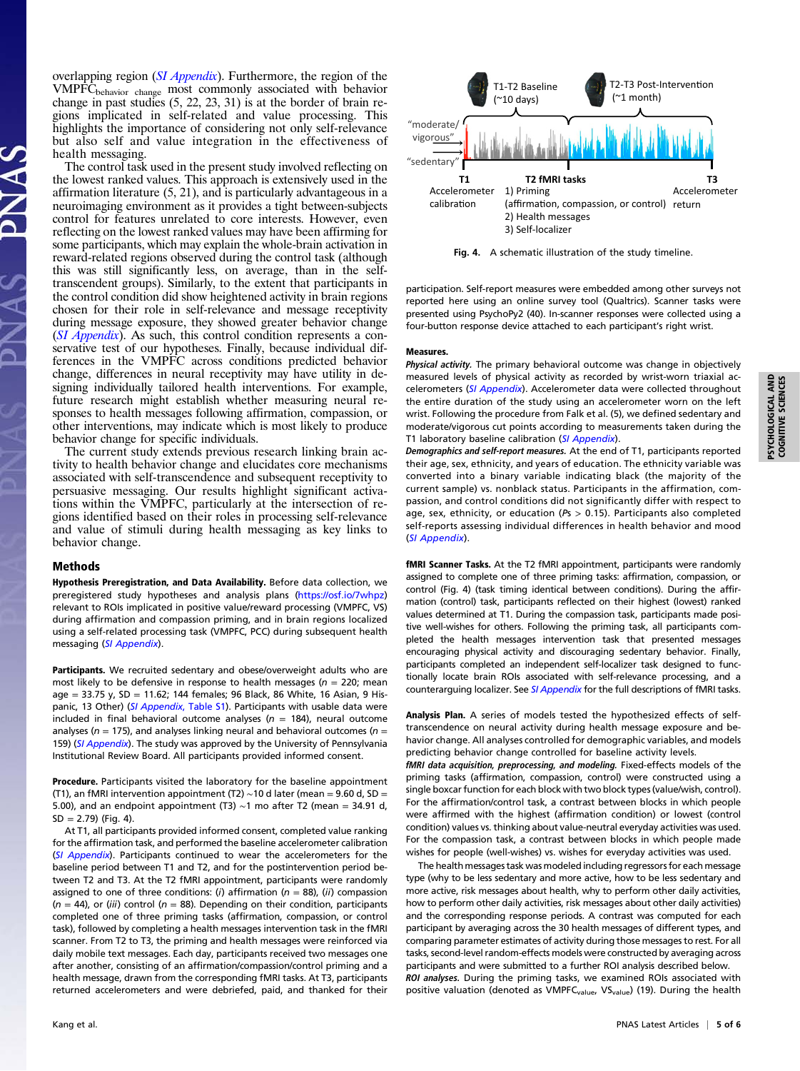overlapping region (*SI Appendix*). Furthermore, the region of the $\text{VMPFC}_{\text{behavior change}}$ most commonly associated with behavior change in past studies (5, 22, 23, 31) is at the border of brain regions implicated in self-related and value processing. This highlights the importance of considering not only self-relevance but also self and value integration in the effectiveness of health messaging.

The control task used in the present study involved reflecting on the lowest ranked values. This approach is extensively used in the affirmation literature (5, 21), and is particularly advantageous in a neuroimaging environment as it provides a tight between-subjects control for features unrelated to core interests. However, even reflecting on the lowest ranked values may have been affirming for some participants, which may explain the whole-brain activation in reward-related regions observed during the control task (although this was still significantly less, on average, than in the self-transcendent groups). Similarly, to the extent that participants in the control condition did show heightened activity in brain regions chosen for their role in self-relevance and message receptivity during message exposure, they showed greater behavior change (*SI Appendix*). As such, this control condition represents a conservative test of our hypotheses. Finally, because individual differences in the VMPFC across conditions predicted behavior change, differences in neural receptivity may have utility in designing individually tailored health interventions. For example, future research might establish whether measuring neural responses to health messages following affirmation, compassion, or other interventions, may indicate which is most likely to produce behavior change for specific individuals.

The current study extends previous research linking brain activity to health behavior change and elucidates core mechanisms associated with self-transcendence and subsequent receptivity to persuasive messaging. Our results highlight significant activations within the VMPFC, particularly at the intersection of regions identified based on their roles in processing self-relevance and value of stimuli during health messaging as key links to behavior change.

## Methods

**Hypothesis Preregistration, and Data Availability.** Before data collection, we preregistered study hypotheses and analysis plans (https://osf.io/7whpz) relevant to ROIs implicated in positive value/reward processing (VMPFC, VS) during affirmation and compassion priming, and in brain regions localized using a self-related processing task (VMPFC, PCC) during subsequent health messaging (*SI Appendix*).

**Participants.** We recruited sedentary and obese/overweight adults who are most likely to be defensive in response to health messages ($n$ = 220; mean age = 33.75 y, SD = 11.62; 144 females; 96 Black, 86 White, 16 Asian, 9 Hispanic, 13 Other) (*SI Appendix*, Table S1). Participants with usable data were included in final behavioral outcome analyses ($n$ = 184), neural outcome analyses ($n$ = 175), and analyses linking neural and behavioral outcomes ($n$ = 159) (*SI Appendix*). The study was approved by the University of Pennsylvania Institutional Review Board. All participants provided informed consent.

**Procedure.** Participants visited the laboratory for the baseline appointment (T1), an fMRI intervention appointment (T2) ~10 d later (mean = 9.60 d, SD = 5.00), and an endpoint appointment (T3) ~1 mo after T2 (mean = 34.91 d, SD = 2.79) (Fig. 4).

At T1, all participants provided informed consent, completed value ranking for the affirmation task, and performed the baseline accelerometer calibration (*SI Appendix*). Participants continued to wear the accelerometers for the baseline period between T1 and T2, and for the postintervention period between T2 and T3. At the T2 fMRI appointment, participants were randomly assigned to one of three conditions: (*i*) affirmation ($n$ = 88), (*ii*) compassion ($n$ = 44), or (*iii*) control ($n$ = 88). Depending on their condition, participants completed one of three priming tasks (affirmation, compassion, or control task), followed by completing a health messages intervention task in the fMRI scanner. From T2 to T3, the priming and health messages were reinforced via daily mobile text messages. Each day, participants received two messages one after another, consisting of an affirmation/compassion/control priming and a health message, drawn from the corresponding fMRI tasks. At T3, participants returned accelerometers and were debriefed, paid, and thanked for their participation. Self-report measures were embedded among other surveys not reported here using an online survey tool (Qualtrics). Scanner tasks were presented using PsychoPy2 (40). In-scanner responses were collected using a four-button response device attached to each participant's right wrist.

T1-T2 Baseline (~10 days)
T2-T3 Post-Intervention (~1 month)
"moderate/vigorous"
"sedentary"
T1 Accelerometer calibration
T2 fMRI tasks 1) Priming (affirmation, compassion, or control) 2) Health messages 3) Self-localizer
T3 Accelerometer return

**Fig. 4.** A schematic illustration of the study timeline.

### Measures.

***Physical activity.*** The primary behavioral outcome was change in objectively measured levels of physical activity as recorded by wrist-worn triaxial accelerometers (*SI Appendix*). Accelerometer data were collected throughout the entire duration of the study using an accelerometer worn on the left wrist. Following the procedure from Falk et al. (5), we defined sedentary and moderate/vigorous cut points according to measurements taken during the T1 laboratory baseline calibration (*SI Appendix*).

***Demographics and self-report measures.*** At the end of T1, participants reported their age, sex, ethnicity, and years of education. The ethnicity variable was converted into a binary variable indicating black (the majority of the current sample) vs. nonblack status. Participants in the affirmation, compassion, and control conditions did not significantly differ with respect to age, sex, ethnicity, or education ($Ps$ > 0.15). Participants also completed self-reports assessing individual differences in health behavior and mood (*SI Appendix*).

**fMRI Scanner Tasks.** At the T2 fMRI appointment, participants were randomly assigned to complete one of three priming tasks: affirmation, compassion, or control (Fig. 4) (task timing identical between conditions). During the affirmation (control) task, participants reflected on their highest (lowest) ranked values determined at T1. During the compassion task, participants made positive well-wishes for others. Following the priming task, all participants completed the health messages intervention task that presented messages encouraging physical activity and discouraging sedentary behavior. Finally, participants completed an independent self-localizer task designed to functionally locate brain ROIs associated with self-relevance processing, and a counterarguing localizer. See *SI Appendix* for the full descriptions of fMRI tasks.

**Analysis Plan.** A series of models tested the hypothesized effects of self-transcendence on neural activity during health message exposure and behavior change. All analyses controlled for demographic variables, and models predicting behavior change controlled for baseline activity levels.

***fMRI data acquisition, preprocessing, and modeling.*** Fixed-effects models of the priming tasks (affirmation, compassion, control) were constructed using a single boxcar function for each block with two block types (value/wish, control). For the affirmation/control task, a contrast between blocks in which people were affirmed with the highest (affirmation condition) or lowest (control condition) values vs. thinking about value-neutral everyday activities was used. For the compassion task, a contrast between blocks in which people made wishes for people (well-wishes) vs. wishes for everyday activities was used.

The health messages task was modeled including regressors for each message type (why to be less sedentary and more active, how to be less sedentary and more active, risk messages about health, why to perform other daily activities, how to perform other daily activities, risk messages about other daily activities) and the corresponding response periods. A contrast was computed for each participant by averaging across the 30 health messages of different types, and comparing parameter estimates of activity during those messages to rest. For all tasks, second-level random-effects models were constructed by averaging across participants and were submitted to a further ROI analysis described below.

***ROI analyses.*** During the priming tasks, we examined ROIs associated with positive valuation (denoted as $\text{VMPFC}_{\text{value}}$, $\text{VS}_{\text{value}}$) (19). During the health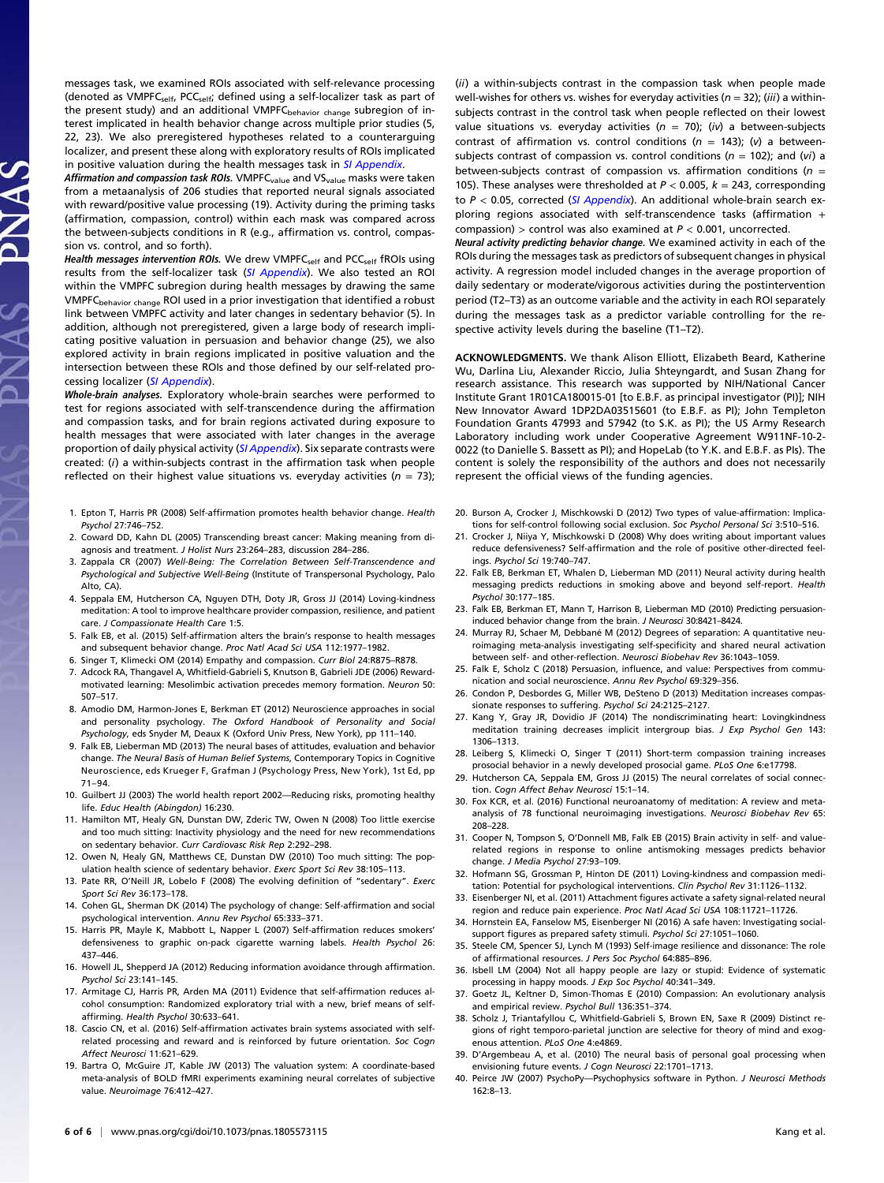messages task, we examined ROIs associated with self-relevance processing (denoted as $VMPFC_{self}$, $PCC_{self}$; defined using a self-localizer task as part of the present study) and an additional $VMPFC_{behavior\ change}$ subregion of interest implicated in health behavior change across multiple prior studies (5, 22, 23). We also preregistered hypotheses related to a counterarguing localizer, and present these along with exploratory results of ROIs implicated in positive valuation during the health messages task in *SI Appendix*.

***Affirmation and compassion task ROIs.*** $VMPFC_{value}$ and $VS_{value}$ masks were taken from a metaanalysis of 206 studies that reported neural signals associated with reward/positive value processing (19). Activity during the priming tasks (affirmation, compassion, control) within each mask was compared across the between-subjects conditions in R (e.g., affirmation vs. control, compassion vs. control, and so forth).

***Health messages intervention ROIs.*** We drew $VMPFC_{self}$ and $PCC_{self}$ fROIs using results from the self-localizer task (*SI Appendix*). We also tested an ROI within the VMPFC subregion during health messages by drawing the same $VMPFC_{behavior\ change}$ ROI used in a prior investigation that identified a robust link between VMPFC activity and later changes in sedentary behavior (5). In addition, although not preregistered, given a large body of research implicating positive valuation in persuasion and behavior change (25), we also explored activity in brain regions implicated in positive valuation and the intersection between these ROIs and those defined by our self-related processing localizer (*SI Appendix*).

***Whole-brain analyses.*** Exploratory whole-brain searches were performed to test for regions associated with self-transcendence during the affirmation and compassion tasks, and for brain regions activated during exposure to health messages that were associated with later changes in the average proportion of daily physical activity (*SI Appendix*). Six separate contrasts were created: (*i*) a within-subjects contrast in the affirmation task when people reflected on their highest value situations vs. everyday activities ($n$ = 73); (*ii*) a within-subjects contrast in the compassion task when people made well-wishes for others vs. wishes for everyday activities ($n$ = 32); (*iii*) a within-subjects contrast in the control task when people reflected on their lowest value situations vs. everyday activities ($n$ = 70); (*iv*) a between-subjects contrast of affirmation vs. control conditions ($n$ = 143); (*v*) a between-subjects contrast of compassion vs. control conditions ($n$ = 102); and (*vi*) a between-subjects contrast of compassion vs. affirmation conditions ($n$ = 105). These analyses were thresholded at $P < 0.005$, $k$ = 243, corresponding to $P < 0.05$, corrected (*SI Appendix*). An additional whole-brain search exploring regions associated with self-transcendence tasks (affirmation + compassion) > control was also examined at $P < 0.001$, uncorrected.

***Neural activity predicting behavior change.*** We examined activity in each of the ROIs during the messages task as predictors of subsequent changes in physical activity. A regression model included changes in the average proportion of daily sedentary or moderate/vigorous activities during the postintervention period (T2–T3) as an outcome variable and the activity in each ROI separately during the messages task as a predictor variable controlling for the respective activity levels during the baseline (T1–T2).

**ACKNOWLEDGMENTS.** We thank Alison Elliott, Elizabeth Beard, Katherine Wu, Darlina Liu, Alexander Riccio, Julia Shteyngardt, and Susan Zhang for research assistance. This research was supported by NIH/National Cancer Institute Grant 1R01CA180015-01 [to E.B.F. as principal investigator (PI)]; NIH New Innovator Award 1DP2DA03515601 (to E.B.F. as PI); John Templeton Foundation Grants 47993 and 57942 (to S.K. as PI); the US Army Research Laboratory including work under Cooperative Agreement W911NF-10-2-0022 (to Danielle S. Bassett as PI); and HopeLab (to Y.K. and E.B.F. as PIs). The content is solely the responsibility of the authors and does not necessarily represent the official views of the funding agencies.

1. Epton T, Harris PR (2008) Self-affirmation promotes health behavior change. *Health Psychol* 27:746–752.
2. Coward DD, Kahn DL (2005) Transcending breast cancer: Making meaning from diagnosis and treatment. *J Holist Nurs* 23:264–283, discussion 284–286.
3. Zappala CR (2007) *Well-Being: The Correlation Between Self-Transcendence and Psychological and Subjective Well-Being* (Institute of Transpersonal Psychology, Palo Alto, CA).
4. Seppala EM, Hutcherson CA, Nguyen DTH, Doty JR, Gross JJ (2014) Loving-kindness meditation: A tool to improve healthcare provider compassion, resilience, and patient care. *J Compassionate Health Care* 1:5.
5. Falk EB, et al. (2015) Self-affirmation alters the brain's response to health messages and subsequent behavior change. *Proc Natl Acad Sci USA* 112:1977–1982.
6. Singer T, Klimecki OM (2014) Empathy and compassion. *Curr Biol* 24:R875–R878.
7. Adcock RA, Thangavel A, Whitfield-Gabrieli S, Knutson B, Gabrieli JDE (2006) Reward-motivated learning: Mesolimbic activation precedes memory formation. *Neuron* 50: 507–517.
8. Amodio DM, Harmon-Jones E, Berkman ET (2012) Neuroscience approaches in social and personality psychology. *The Oxford Handbook of Personality and Social Psychology*, eds Snyder M, Deaux K (Oxford Univ Press, New York), pp 111–140.
9. Falk EB, Lieberman MD (2013) The neural basis of attitudes, evaluation and behavior change. *The Neural Basis of Human Belief Systems*, Contemporary Topics in Cognitive Neuroscience, eds Krueger F, Grafman J (Psychology Press, New York), 1st Ed, pp 71–94.
10. Guilbert JJ (2003) The world health report 2002—Reducing risks, promoting healthy life. *Educ Health (Abingdon)* 16:230.
11. Hamilton MT, Healy GN, Dunstan DW, Zderic TW, Owen N (2008) Too little exercise and too much sitting: Inactivity physiology and the need for new recommendations on sedentary behavior. *Curr Cardiovasc Risk Rep* 2:292–298.
12. Owen N, Healy GN, Matthews CE, Dunstan DW (2010) Too much sitting: The population health science of sedentary behavior. *Exerc Sport Sci Rev* 38:105–113.
13. Pate RR, O'Neill JR, Lobelo F (2008) The evolving definition of "sedentary". *Exerc Sport Sci Rev* 36:173–178.
14. Cohen GL, Sherman DK (2014) The psychology of change: Self-affirmation and social psychological intervention. *Annu Rev Psychol* 65:333–371.
15. Harris PR, Mayle K, Mabbott L, Napper L (2007) Self-affirmation reduces smokers' defensiveness to graphic on-pack cigarette warning labels. *Health Psychol* 26: 437–446.
16. Howell JL, Shepperd JA (2012) Reducing information avoidance through affirmation. *Psychol Sci* 23:141–145.
17. Armitage CJ, Harris PR, Arden MA (2011) Evidence that self-affirmation reduces alcohol consumption: Randomized exploratory trial with a new, brief means of self-affirming. *Health Psychol* 30:633–641.
18. Cascio CN, et al. (2016) Self-affirmation activates brain systems associated with self-related processing and reward and is reinforced by future orientation. *Soc Cogn Affect Neurosci* 11:621–629.
19. Bartra O, McGuire JT, Kable JW (2013) The valuation system: A coordinate-based meta-analysis of BOLD fMRI experiments examining neural correlates of subjective value. *Neuroimage* 76:412–427.
20. Burson A, Crocker J, Mischkowski D (2012) Two types of value-affirmation: Implications for self-control following social exclusion. *Soc Psychol Personal Sci* 3:510–516.
21. Crocker J, Niiya Y, Mischkowski D (2008) Why does writing about important values reduce defensiveness? Self-affirmation and the role of positive other-directed feelings. *Psychol Sci* 19:740–747.
22. Falk EB, Berkman ET, Whalen D, Lieberman MD (2011) Neural activity during health messaging predicts reductions in smoking above and beyond self-report. *Health Psychol* 30:177–185.
23. Falk EB, Berkman ET, Mann T, Harrison B, Lieberman MD (2010) Predicting persuasion-induced behavior change from the brain. *J Neurosci* 30:8421–8424.
24. Murray RJ, Schaer M, Debbané M (2012) Degrees of separation: A quantitative neuroimaging meta-analysis investigating self-specificity and shared neural activation between self- and other-reflection. *Neurosci Biobehav Rev* 36:1043–1059.
25. Falk E, Scholz C (2018) Persuasion, influence, and value: Perspectives from communication and social neuroscience. *Annu Rev Psychol* 69:329–356.
26. Condon P, Desbordes G, Miller WB, DeSteno D (2013) Meditation increases compassionate responses to suffering. *Psychol Sci* 24:2125–2127.
27. Kang Y, Gray JR, Dovidio JF (2014) The nondiscriminating heart: Lovingkindness meditation training decreases implicit intergroup bias. *J Exp Psychol Gen* 143: 1306–1313.
28. Leiberg S, Klimecki O, Singer T (2011) Short-term compassion training increases prosocial behavior in a newly developed prosocial game. *PLoS One* 6:e17798.
29. Hutcherson CA, Seppala EM, Gross JJ (2015) The neural correlates of social connection. *Cogn Affect Behav Neurosci* 15:1–14.
30. Fox KCR, et al. (2016) Functional neuroanatomy of meditation: A review and meta-analysis of 78 functional neuroimaging investigations. *Neurosci Biobehav Rev* 65: 208–228.
31. Cooper N, Tompson S, O'Donnell MB, Falk EB (2015) Brain activity in self- and value-related regions in response to online antismoking messages predicts behavior change. *J Media Psychol* 27:93–109.
32. Hofmann SG, Grossman P, Hinton DE (2011) Loving-kindness and compassion meditation: Potential for psychological interventions. *Clin Psychol Rev* 31:1126–1132.
33. Eisenberger NI, et al. (2011) Attachment figures activate a safety signal-related neural region and reduce pain experience. *Proc Natl Acad Sci USA* 108:11721–11726.
34. Hornstein EA, Fanselow MS, Eisenberger NI (2016) A safe haven: Investigating social-support figures as prepared safety stimuli. *Psychol Sci* 27:1051–1060.
35. Steele CM, Spencer SJ, Lynch M (1993) Self-image resilience and dissonance: The role of affirmational resources. *J Pers Soc Psychol* 64:885–896.
36. Isbell LM (2004) Not all happy people are lazy or stupid: Evidence of systematic processing in happy moods. *J Exp Soc Psychol* 40:341–349.
37. Goetz JL, Keltner D, Simon-Thomas E (2010) Compassion: An evolutionary analysis and empirical review. *Psychol Bull* 136:351–374.
38. Scholz J, Triantafyllou C, Whitfield-Gabrieli S, Brown EN, Saxe R (2009) Distinct regions of right temporo-parietal junction are selective for theory of mind and exogenous attention. *PLoS One* 4:e4869.
39. D'Argembeau A, et al. (2010) The neural basis of personal goal processing when envisioning future events. *J Cogn Neurosci* 22:1701–1713.
40. Peirce JW (2007) PsychoPy—Psychophysics software in Python. *J Neurosci Methods* 162:8–13.